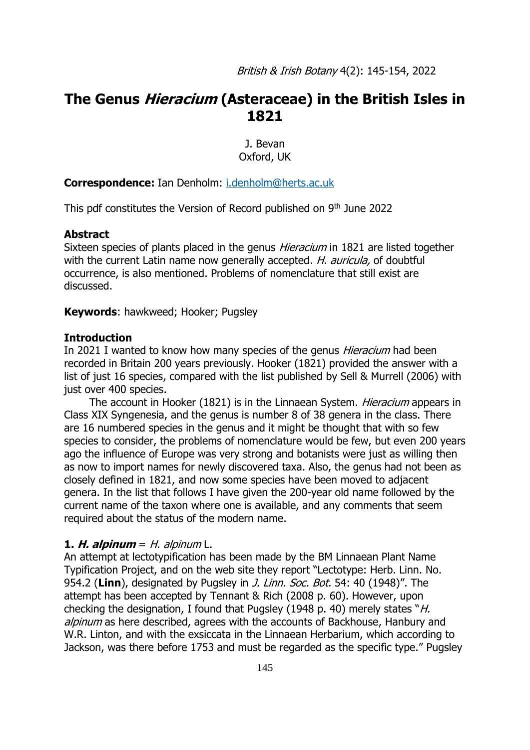# The Genus *Hieracium* (Asteraceae) in the British Isles in 1821

J. Bevan
Oxford, UK

**Correspondence:** Ian Denholm: i.denholm@herts.ac.uk

This pdf constitutes the Version of Record published on 9th June 2022

## Abstract

Sixteen species of plants placed in the genus *Hieracium* in 1821 are listed together with the current Latin name now generally accepted. *H. auricula,* of doubtful occurrence, is also mentioned. Problems of nomenclature that still exist are discussed.

**Keywords**: hawkweed; Hooker; Pugsley

## Introduction

In 2021 I wanted to know how many species of the genus *Hieracium* had been recorded in Britain 200 years previously. Hooker (1821) provided the answer with a list of just 16 species, compared with the list published by Sell & Murrell (2006) with just over 400 species.

The account in Hooker (1821) is in the Linnaean System. *Hieracium* appears in Class XIX Syngenesia, and the genus is number 8 of 38 genera in the class. There are 16 numbered species in the genus and it might be thought that with so few species to consider, the problems of nomenclature would be few, but even 200 years ago the influence of Europe was very strong and botanists were just as willing then as now to import names for newly discovered taxa. Also, the genus had not been as closely defined in 1821, and now some species have been moved to adjacent genera. In the list that follows I have given the 200-year old name followed by the current name of the taxon where one is available, and any comments that seem required about the status of the modern name.

**1. *H. alpinum*** = *H. alpinum* L.

An attempt at lectotypification has been made by the BM Linnaean Plant Name Typification Project, and on the web site they report "Lectotype: Herb. Linn. No. 954.2 (**Linn**), designated by Pugsley in *J. Linn. Soc. Bot.* 54: 40 (1948)". The attempt has been accepted by Tennant & Rich (2008 p. 60). However, upon checking the designation, I found that Pugsley (1948 p. 40) merely states "*H. alpinum* as here described, agrees with the accounts of Backhouse, Hanbury and W.R. Linton, and with the exsiccata in the Linnaean Herbarium, which according to Jackson, was there before 1753 and must be regarded as the specific type." Pugsley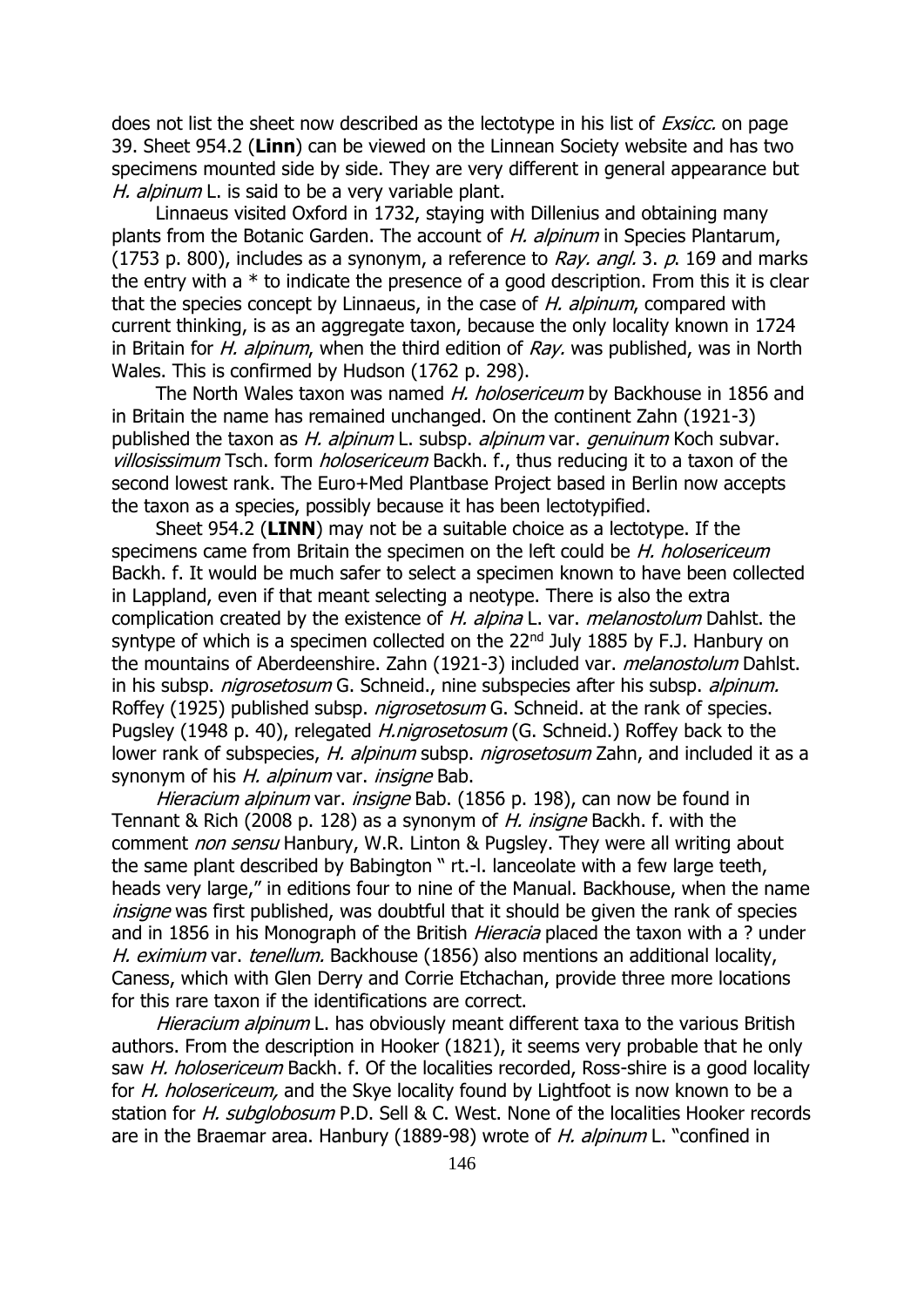does not list the sheet now described as the lectotype in his list of *Exsicc.* on page 39. Sheet 954.2 (**Linn**) can be viewed on the Linnean Society website and has two specimens mounted side by side. They are very different in general appearance but *H. alpinum* L. is said to be a very variable plant.

Linnaeus visited Oxford in 1732, staying with Dillenius and obtaining many plants from the Botanic Garden. The account of *H. alpinum* in Species Plantarum, (1753 p. 800), includes as a synonym, a reference to *Ray. angl.* 3. *p*. 169 and marks the entry with a * to indicate the presence of a good description. From this it is clear that the species concept by Linnaeus, in the case of *H. alpinum*, compared with current thinking, is as an aggregate taxon, because the only locality known in 1724 in Britain for *H. alpinum*, when the third edition of *Ray.* was published, was in North Wales. This is confirmed by Hudson (1762 p. 298).

The North Wales taxon was named *H. holosericeum* by Backhouse in 1856 and in Britain the name has remained unchanged. On the continent Zahn (1921-3) published the taxon as *H. alpinum* L. subsp. *alpinum* var. *genuinum* Koch subvar. *villosissimum* Tsch. form *holosericeum* Backh. f., thus reducing it to a taxon of the second lowest rank. The Euro+Med Plantbase Project based in Berlin now accepts the taxon as a species, possibly because it has been lectotypified.

Sheet 954.2 (**LINN**) may not be a suitable choice as a lectotype. If the specimens came from Britain the specimen on the left could be *H. holosericeum* Backh. f. It would be much safer to select a specimen known to have been collected in Lappland, even if that meant selecting a neotype. There is also the extra complication created by the existence of *H. alpina* L. var. *melanostolum* Dahlst. the syntype of which is a specimen collected on the 22nd July 1885 by F.J. Hanbury on the mountains of Aberdeenshire. Zahn (1921-3) included var. *melanostolum* Dahlst. in his subsp. *nigrosetosum* G. Schneid., nine subspecies after his subsp. *alpinum.* Roffey (1925) published subsp. *nigrosetosum* G. Schneid. at the rank of species. Pugsley (1948 p. 40), relegated *H.nigrosetosum* (G. Schneid.) Roffey back to the lower rank of subspecies, *H. alpinum* subsp. *nigrosetosum* Zahn, and included it as a synonym of his *H. alpinum* var. *insigne* Bab.

*Hieracium alpinum* var. *insigne* Bab. (1856 p. 198), can now be found in Tennant & Rich (2008 p. 128) as a synonym of *H. insigne* Backh. f. with the comment *non sensu* Hanbury, W.R. Linton & Pugsley. They were all writing about the same plant described by Babington " rt.-l. lanceolate with a few large teeth, heads very large," in editions four to nine of the Manual. Backhouse, when the name *insigne* was first published, was doubtful that it should be given the rank of species and in 1856 in his Monograph of the British *Hieracia* placed the taxon with a ? under *H. eximium* var. *tenellum.* Backhouse (1856) also mentions an additional locality, Caness, which with Glen Derry and Corrie Etchachan, provide three more locations for this rare taxon if the identifications are correct.

*Hieracium alpinum* L. has obviously meant different taxa to the various British authors. From the description in Hooker (1821), it seems very probable that he only saw *H. holosericeum* Backh. f. Of the localities recorded, Ross-shire is a good locality for *H. holosericeum,* and the Skye locality found by Lightfoot is now known to be a station for *H. subglobosum* P.D. Sell & C. West. None of the localities Hooker records are in the Braemar area. Hanbury (1889-98) wrote of *H. alpinum* L. "confined in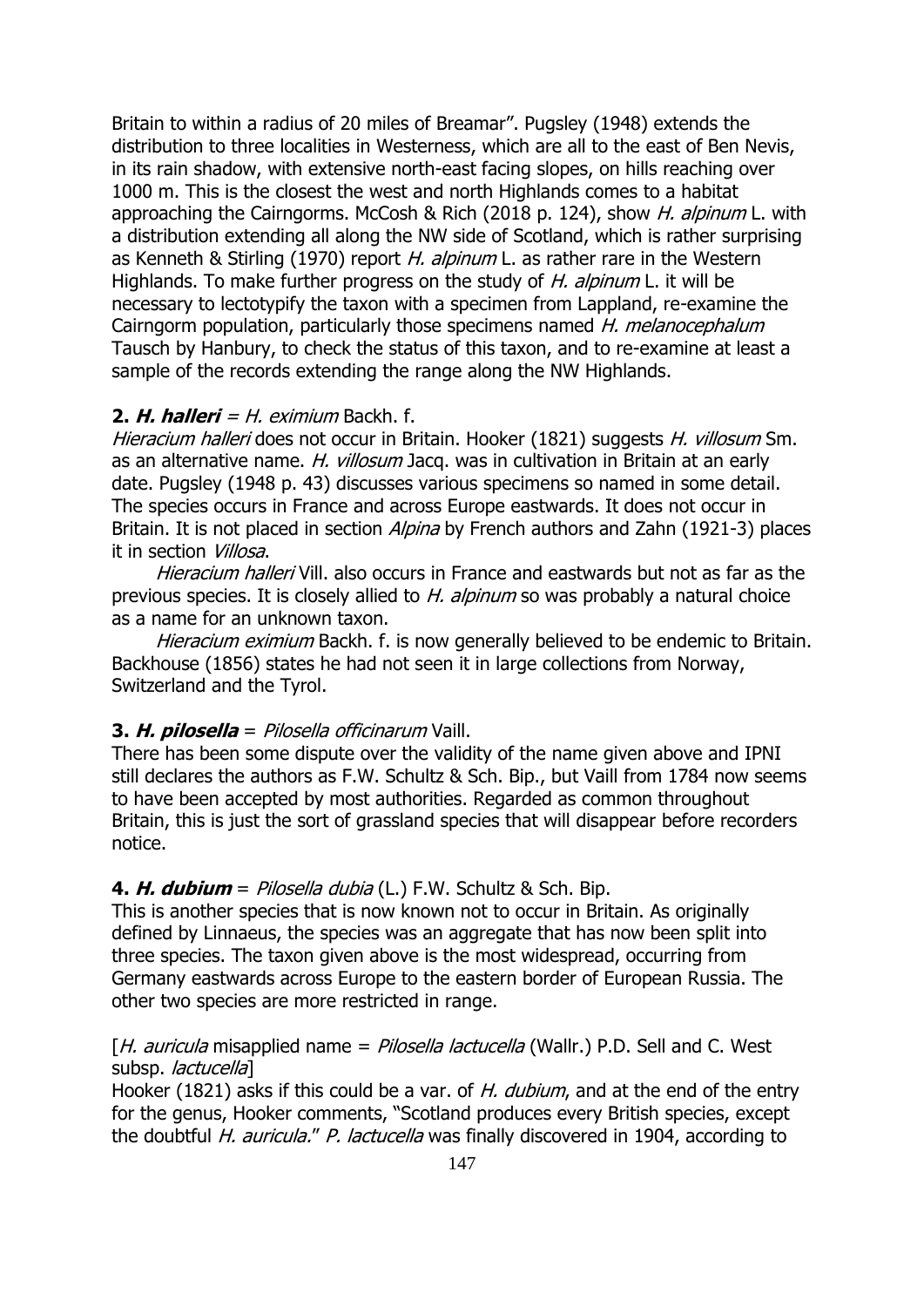Britain to within a radius of 20 miles of Breamar". Pugsley (1948) extends the distribution to three localities in Westerness, which are all to the east of Ben Nevis, in its rain shadow, with extensive north-east facing slopes, on hills reaching over 1000 m. This is the closest the west and north Highlands comes to a habitat approaching the Cairngorms. McCosh & Rich (2018 p. 124), show *H. alpinum* L. with a distribution extending all along the NW side of Scotland, which is rather surprising as Kenneth & Stirling (1970) report *H. alpinum* L. as rather rare in the Western Highlands. To make further progress on the study of *H. alpinum* L. it will be necessary to lectotypify the taxon with a specimen from Lappland, re-examine the Cairngorm population, particularly those specimens named *H. melanocephalum* Tausch by Hanbury, to check the status of this taxon, and to re-examine at least a sample of the records extending the range along the NW Highlands.

**2. *H. halleri*** = *H. eximium* Backh. f.

*Hieracium halleri* does not occur in Britain. Hooker (1821) suggests *H. villosum* Sm. as an alternative name. *H. villosum* Jacq. was in cultivation in Britain at an early date. Pugsley (1948 p. 43) discusses various specimens so named in some detail. The species occurs in France and across Europe eastwards. It does not occur in Britain. It is not placed in section *Alpina* by French authors and Zahn (1921-3) places it in section *Villosa*.

*Hieracium halleri* Vill. also occurs in France and eastwards but not as far as the previous species. It is closely allied to *H. alpinum* so was probably a natural choice as a name for an unknown taxon.

*Hieracium eximium* Backh. f. is now generally believed to be endemic to Britain. Backhouse (1856) states he had not seen it in large collections from Norway, Switzerland and the Tyrol.

**3. *H. pilosella*** = *Pilosella officinarum* Vaill.

There has been some dispute over the validity of the name given above and IPNI still declares the authors as F.W. Schultz & Sch. Bip., but Vaill from 1784 now seems to have been accepted by most authorities. Regarded as common throughout Britain, this is just the sort of grassland species that will disappear before recorders notice.

**4. *H. dubium*** = *Pilosella dubia* (L.) F.W. Schultz & Sch. Bip.

This is another species that is now known not to occur in Britain. As originally defined by Linnaeus, the species was an aggregate that has now been split into three species. The taxon given above is the most widespread, occurring from Germany eastwards across Europe to the eastern border of European Russia. The other two species are more restricted in range.

[*H. auricula* misapplied name = *Pilosella lactucella* (Wallr.) P.D. Sell and C. West subsp. *lactucella*]

Hooker (1821) asks if this could be a var. of *H. dubium*, and at the end of the entry for the genus, Hooker comments, "Scotland produces every British species, except the doubtful *H. auricula*." *P. lactucella* was finally discovered in 1904, according to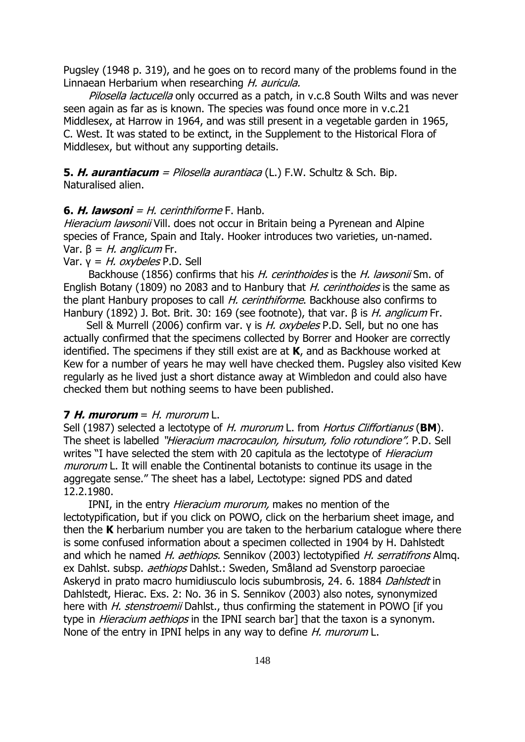Pugsley (1948 p. 319), and he goes on to record many of the problems found in the Linnaean Herbarium when researching *H. auricula.*

*Pilosella lactucella* only occurred as a patch, in v.c.8 South Wilts and was never seen again as far as is known. The species was found once more in v.c.21 Middlesex, at Harrow in 1964, and was still present in a vegetable garden in 1965, C. West. It was stated to be extinct, in the Supplement to the Historical Flora of Middlesex, but without any supporting details.

**5. *H. aurantiacum*** = *Pilosella aurantiaca* (L.) F.W. Schultz & Sch. Bip.
Naturalised alien.

**6. *H. lawsoni*** = *H. cerinthiforme* F. Hanb.
*Hieracium lawsonii* Vill. does not occur in Britain being a Pyrenean and Alpine species of France, Spain and Italy. Hooker introduces two varieties, un-named.
Var. β = *H. anglicum* Fr.
Var. γ = *H. oxybeles* P.D. Sell

Backhouse (1856) confirms that his *H. cerinthoides* is the *H. lawsonii* Sm. of English Botany (1809) no 2083 and to Hanbury that *H. cerinthoides* is the same as the plant Hanbury proposes to call *H. cerinthiforme*. Backhouse also confirms to Hanbury (1892) J. Bot. Brit. 30: 169 (see footnote), that var. β is *H. anglicum* Fr.

Sell & Murrell (2006) confirm var. γ is *H. oxybeles* P.D. Sell, but no one has actually confirmed that the specimens collected by Borrer and Hooker are correctly identified. The specimens if they still exist are at **K**, and as Backhouse worked at Kew for a number of years he may well have checked them. Pugsley also visited Kew regularly as he lived just a short distance away at Wimbledon and could also have checked them but nothing seems to have been published.

**7 *H. murorum*** = *H. murorum* L.
Sell (1987) selected a lectotype of *H. murorum* L. from *Hortus Cliffortianus* (**BM**). The sheet is labelled *"Hieracium macrocaulon, hirsutum, folio rotundiore".* P.D. Sell writes "I have selected the stem with 20 capitula as the lectotype of *Hieracium murorum* L. It will enable the Continental botanists to continue its usage in the aggregate sense." The sheet has a label, Lectotype: signed PDS and dated 12.2.1980.

IPNI, in the entry *Hieracium murorum,* makes no mention of the lectotypification, but if you click on POWO, click on the herbarium sheet image, and then the **K** herbarium number you are taken to the herbarium catalogue where there is some confused information about a specimen collected in 1904 by H. Dahlstedt and which he named *H. aethiops.* Sennikov (2003) lectotypified *H. serratifrons* Almq. ex Dahlst. subsp. *aethiops* Dahlst.: Sweden, Småland ad Svenstorp paroeciae Askeryd in prato macro humidiusculo locis subumbrosis, 24. 6. 1884 *Dahlstedt* in Dahlstedt, Hierac. Exs. 2: No. 36 in S. Sennikov (2003) also notes, synonymized here with *H. stenstroemii* Dahlst., thus confirming the statement in POWO [if you type in *Hieracium aethiops* in the IPNI search bar] that the taxon is a synonym. None of the entry in IPNI helps in any way to define *H. murorum* L.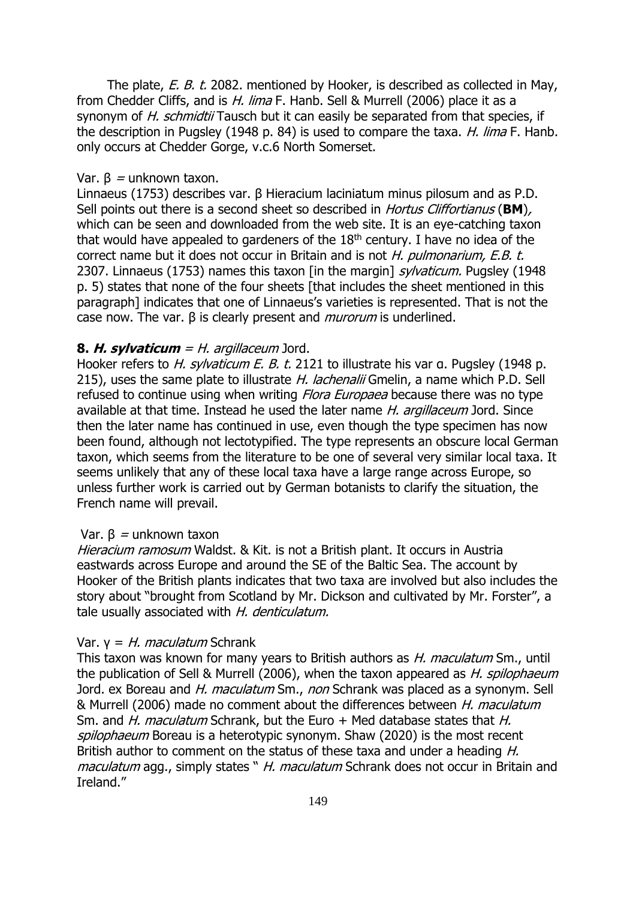The plate, *E. B. t.* 2082. mentioned by Hooker, is described as collected in May, from Chedder Cliffs, and is *H. lima* F. Hanb. Sell & Murrell (2006) place it as a synonym of *H. schmidtii* Tausch but it can easily be separated from that species, if the description in Pugsley (1948 p. 84) is used to compare the taxa. *H. lima* F. Hanb. only occurs at Chedder Gorge, v.c.6 North Somerset.

Var. β = unknown taxon.

Linnaeus (1753) describes var. β Hieracium laciniatum minus pilosum and as P.D. Sell points out there is a second sheet so described in *Hortus Cliffortianus* (**BM**), which can be seen and downloaded from the web site. It is an eye-catching taxon that would have appealed to gardeners of the 18th century. I have no idea of the correct name but it does not occur in Britain and is not *H. pulmonarium, E.B. t.* 2307. Linnaeus (1753) names this taxon [in the margin] *sylvaticum.* Pugsley (1948 p. 5) states that none of the four sheets [that includes the sheet mentioned in this paragraph] indicates that one of Linnaeus's varieties is represented. That is not the case now. The var. β is clearly present and *murorum* is underlined.

**8. *H. sylvaticum*** = *H. argillaceum* Jord.

Hooker refers to *H. sylvaticum E. B. t.* 2121 to illustrate his var α. Pugsley (1948 p. 215), uses the same plate to illustrate *H. lachenalii* Gmelin, a name which P.D. Sell refused to continue using when writing *Flora Europaea* because there was no type available at that time. Instead he used the later name *H. argillaceum* Jord. Since then the later name has continued in use, even though the type specimen has now been found, although not lectotypified. The type represents an obscure local German taxon, which seems from the literature to be one of several very similar local taxa. It seems unlikely that any of these local taxa have a large range across Europe, so unless further work is carried out by German botanists to clarify the situation, the French name will prevail.

Var. β = unknown taxon

*Hieracium ramosum* Waldst. & Kit. is not a British plant. It occurs in Austria eastwards across Europe and around the SE of the Baltic Sea. The account by Hooker of the British plants indicates that two taxa are involved but also includes the story about "brought from Scotland by Mr. Dickson and cultivated by Mr. Forster", a tale usually associated with *H. denticulatum.*

Var. γ = *H. maculatum* Schrank

This taxon was known for many years to British authors as *H. maculatum* Sm., until the publication of Sell & Murrell (2006), when the taxon appeared as *H. spilophaeum* Jord. ex Boreau and *H. maculatum* Sm., *non* Schrank was placed as a synonym. Sell & Murrell (2006) made no comment about the differences between *H. maculatum* Sm. and *H. maculatum* Schrank, but the Euro + Med database states that *H. spilophaeum* Boreau is a heterotypic synonym. Shaw (2020) is the most recent British author to comment on the status of these taxa and under a heading *H. maculatum* agg., simply states " *H. maculatum* Schrank does not occur in Britain and Ireland."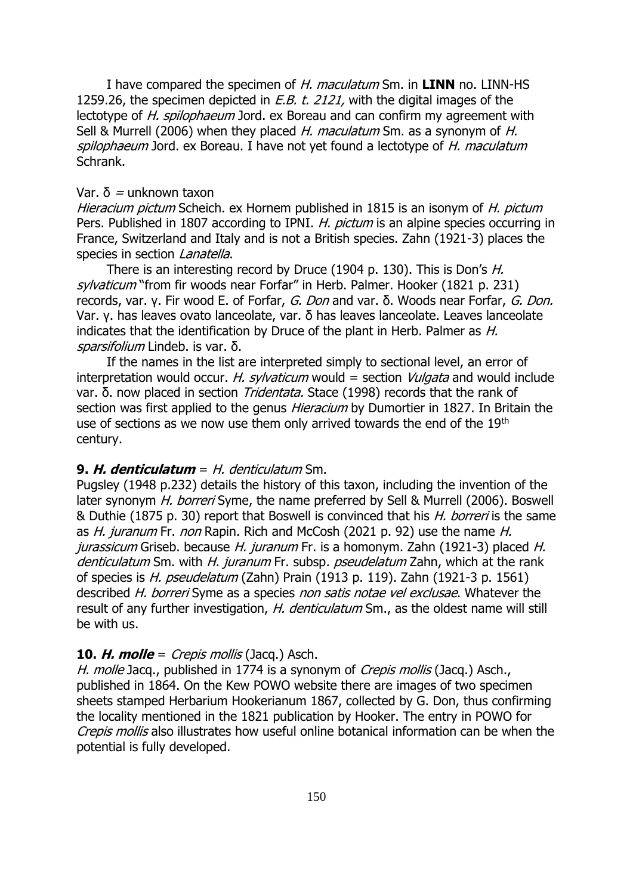I have compared the specimen of *H. maculatum* Sm. in **LINN** no. LINN-HS 1259.26, the specimen depicted in *E.B. t. 2121,* with the digital images of the lectotype of *H. spilophaeum* Jord. ex Boreau and can confirm my agreement with Sell & Murrell (2006) when they placed *H. maculatum* Sm. as a synonym of *H. spilophaeum* Jord. ex Boreau. I have not yet found a lectotype of *H. maculatum* Schrank.

Var. δ = unknown taxon

*Hieracium pictum* Scheich. ex Hornem published in 1815 is an isonym of *H. pictum* Pers. Published in 1807 according to IPNI. *H. pictum* is an alpine species occurring in France, Switzerland and Italy and is not a British species. Zahn (1921-3) places the species in section *Lanatella*.

There is an interesting record by Druce (1904 p. 130). This is Don's *H. sylvaticum* "from fir woods near Forfar" in Herb. Palmer. Hooker (1821 p. 231) records, var. γ. Fir wood E. of Forfar, *G. Don* and var. δ. Woods near Forfar, *G. Don.* Var. γ. has leaves ovato lanceolate, var. δ has leaves lanceolate. Leaves lanceolate indicates that the identification by Druce of the plant in Herb. Palmer as *H. sparsifolium* Lindeb. is var. δ.

If the names in the list are interpreted simply to sectional level, an error of interpretation would occur. *H. sylvaticum* would = section *Vulgata* and would include var. δ. now placed in section *Tridentata.* Stace (1998) records that the rank of section was first applied to the genus *Hieracium* by Dumortier in 1827. In Britain the use of sections as we now use them only arrived towards the end of the 19th century.

**9. *H. denticulatum*** = *H. denticulatum* Sm.

Pugsley (1948 p.232) details the history of this taxon, including the invention of the later synonym *H. borreri* Syme, the name preferred by Sell & Murrell (2006). Boswell & Duthie (1875 p. 30) report that Boswell is convinced that his *H. borreri* is the same as *H. juranum* Fr. *non* Rapin. Rich and McCosh (2021 p. 92) use the name *H. jurassicum* Griseb. because *H. juranum* Fr. is a homonym. Zahn (1921-3) placed *H. denticulatum* Sm. with *H. juranum* Fr. subsp*. pseudelatum* Zahn, which at the rank of species is *H. pseudelatum* (Zahn) Prain (1913 p. 119). Zahn (1921-3 p. 1561) described *H. borreri* Syme as a species *non satis notae vel exclusae*. Whatever the result of any further investigation, *H. denticulatum* Sm., as the oldest name will still be with us.

**10. *H. molle*** = *Crepis mollis* (Jacq.) Asch.

*H. molle* Jacq., published in 1774 is a synonym of *Crepis mollis* (Jacq.) Asch., published in 1864. On the Kew POWO website there are images of two specimen sheets stamped Herbarium Hookerianum 1867, collected by G. Don, thus confirming the locality mentioned in the 1821 publication by Hooker. The entry in POWO for *Crepis mollis* also illustrates how useful online botanical information can be when the potential is fully developed.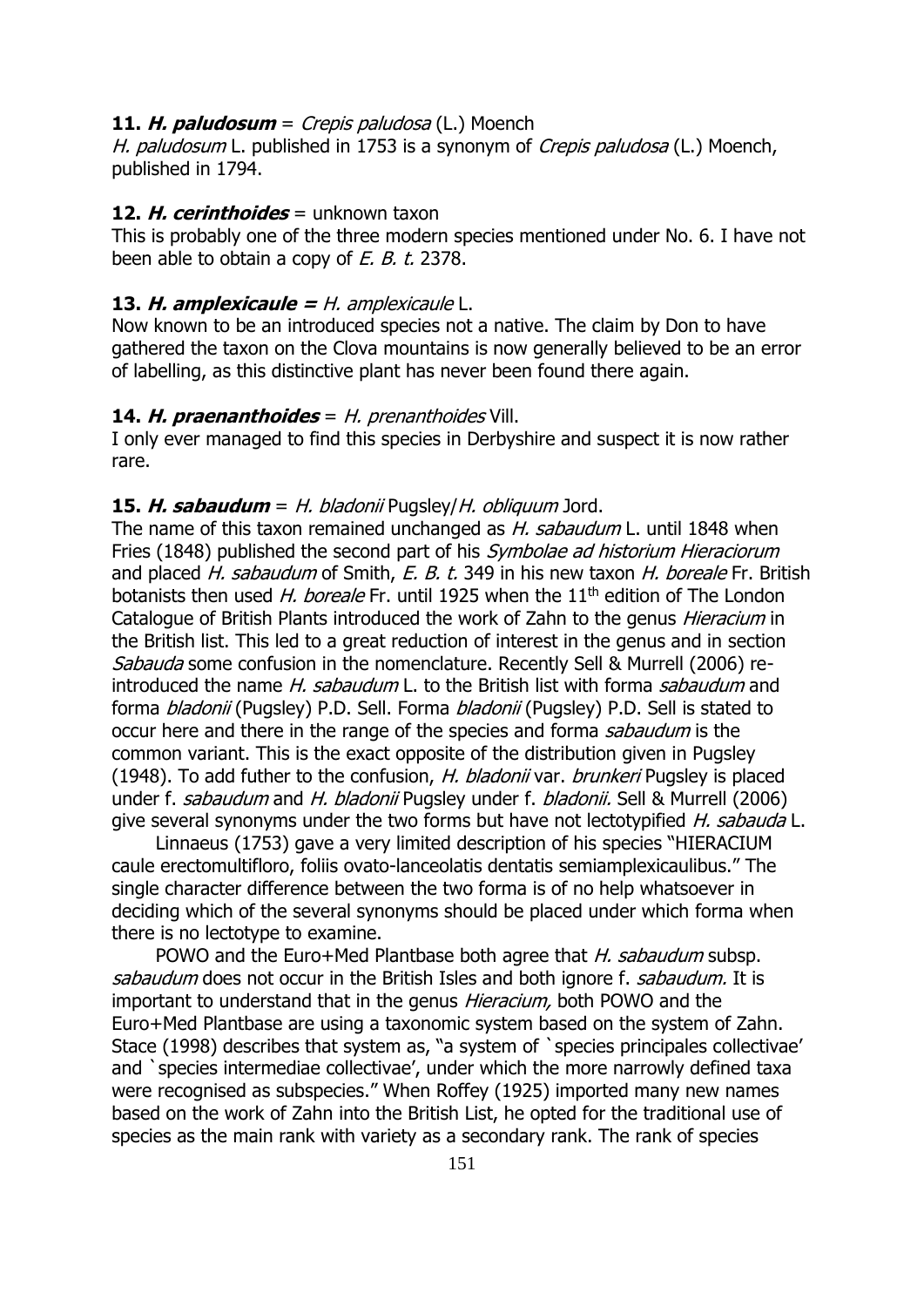**11. *H. paludosum*** = *Crepis paludosa* (L.) Moench

*H. paludosum* L. published in 1753 is a synonym of *Crepis paludosa* (L.) Moench, published in 1794.

**12. *H. cerinthoides*** = unknown taxon

This is probably one of the three modern species mentioned under No. 6. I have not been able to obtain a copy of *E. B. t.* 2378.

**13. *H. amplexicaule* =** *H. amplexicaule* L.

Now known to be an introduced species not a native. The claim by Don to have gathered the taxon on the Clova mountains is now generally believed to be an error of labelling, as this distinctive plant has never been found there again.

**14. *H. praenanthoides*** = *H. prenanthoides* Vill.

I only ever managed to find this species in Derbyshire and suspect it is now rather rare.

**15. *H. sabaudum*** = *H. bladonii* Pugsley/*H. obliquum* Jord.

The name of this taxon remained unchanged as *H. sabaudum* L. until 1848 when Fries (1848) published the second part of his *Symbolae ad historium Hieraciorum* and placed *H. sabaudum* of Smith, *E. B. t.* 349 in his new taxon *H. boreale* Fr. British botanists then used *H. boreale* Fr. until 1925 when the 11th edition of The London Catalogue of British Plants introduced the work of Zahn to the genus *Hieracium* in the British list. This led to a great reduction of interest in the genus and in section *Sabauda* some confusion in the nomenclature. Recently Sell & Murrell (2006) re-introduced the name *H. sabaudum* L. to the British list with forma *sabaudum* and forma *bladonii* (Pugsley) P.D. Sell. Forma *bladonii* (Pugsley) P.D. Sell is stated to occur here and there in the range of the species and forma *sabaudum* is the common variant. This is the exact opposite of the distribution given in Pugsley (1948). To add futher to the confusion, *H. bladonii* var. *brunkeri* Pugsley is placed under f. *sabaudum* and *H. bladonii* Pugsley under f. *bladonii.* Sell & Murrell (2006) give several synonyms under the two forms but have not lectotypified *H. sabauda* L.

Linnaeus (1753) gave a very limited description of his species "HIERACIUM caule erectomultifloro, foliis ovato-lanceolatis dentatis semiamplexicaulibus." The single character difference between the two forma is of no help whatsoever in deciding which of the several synonyms should be placed under which forma when there is no lectotype to examine.

POWO and the Euro+Med Plantbase both agree that *H. sabaudum* subsp. *sabaudum* does not occur in the British Isles and both ignore f. *sabaudum.* It is important to understand that in the genus *Hieracium,* both POWO and the Euro+Med Plantbase are using a taxonomic system based on the system of Zahn. Stace (1998) describes that system as, "a system of `species principales collectivae' and `species intermediae collectivae', under which the more narrowly defined taxa were recognised as subspecies." When Roffey (1925) imported many new names based on the work of Zahn into the British List, he opted for the traditional use of species as the main rank with variety as a secondary rank. The rank of species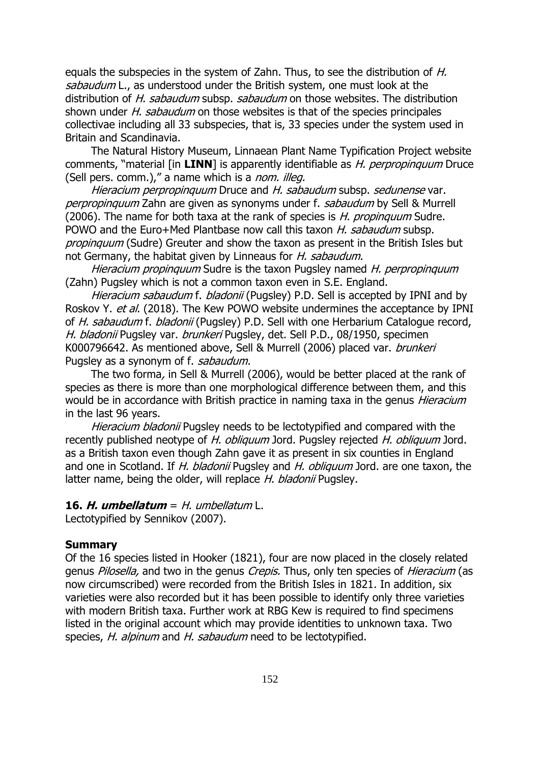equals the subspecies in the system of Zahn. Thus, to see the distribution of *H. sabaudum* L., as understood under the British system, one must look at the distribution of *H. sabaudum* subsp. *sabaudum* on those websites. The distribution shown under *H. sabaudum* on those websites is that of the species principales collectivae including all 33 subspecies, that is, 33 species under the system used in Britain and Scandinavia.

The Natural History Museum, Linnaean Plant Name Typification Project website comments, "material [in **LINN**] is apparently identifiable as *H. perpropinquum* Druce (Sell pers. comm.)," a name which is a *nom. illeg.*

*Hieracium perpropinquum* Druce and *H. sabaudum* subsp. *sedunense* var. *perpropinquum* Zahn are given as synonyms under f. *sabaudum* by Sell & Murrell (2006). The name for both taxa at the rank of species is *H. propinquum* Sudre. POWO and the Euro+Med Plantbase now call this taxon *H. sabaudum* subsp. *propinquum* (Sudre) Greuter and show the taxon as present in the British Isles but not Germany, the habitat given by Linneaus for *H. sabaudum*.

*Hieracium propinquum* Sudre is the taxon Pugsley named *H. perpropinquum* (Zahn) Pugsley which is not a common taxon even in S.E. England.

*Hieracium sabaudum* f. *bladonii* (Pugsley) P.D. Sell is accepted by IPNI and by Roskov Y. *et al*. (2018). The Kew POWO website undermines the acceptance by IPNI of *H. sabaudum* f. *bladonii* (Pugsley) P.D. Sell with one Herbarium Catalogue record, *H. bladonii* Pugsley var. *brunkeri* Pugsley, det. Sell P.D., 08/1950, specimen K000796642. As mentioned above, Sell & Murrell (2006) placed var. *brunkeri* Pugsley as a synonym of f. *sabaudum.*

The two forma, in Sell & Murrell (2006), would be better placed at the rank of species as there is more than one morphological difference between them, and this would be in accordance with British practice in naming taxa in the genus *Hieracium* in the last 96 years.

*Hieracium bladonii* Pugsley needs to be lectotypified and compared with the recently published neotype of *H. obliquum* Jord. Pugsley rejected *H. obliquum* Jord. as a British taxon even though Zahn gave it as present in six counties in England and one in Scotland. If *H. bladonii* Pugsley and *H. obliquum* Jord. are one taxon, the latter name, being the older, will replace *H. bladonii* Pugsley.

**16. *H. umbellatum*** = *H. umbellatum* L.
Lectotypified by Sennikov (2007).

**Summary**

Of the 16 species listed in Hooker (1821), four are now placed in the closely related genus *Pilosella,* and two in the genus *Crepis.* Thus, only ten species of *Hieracium* (as now circumscribed) were recorded from the British Isles in 1821. In addition, six varieties were also recorded but it has been possible to identify only three varieties with modern British taxa. Further work at RBG Kew is required to find specimens listed in the original account which may provide identities to unknown taxa. Two species, *H. alpinum* and *H. sabaudum* need to be lectotypified.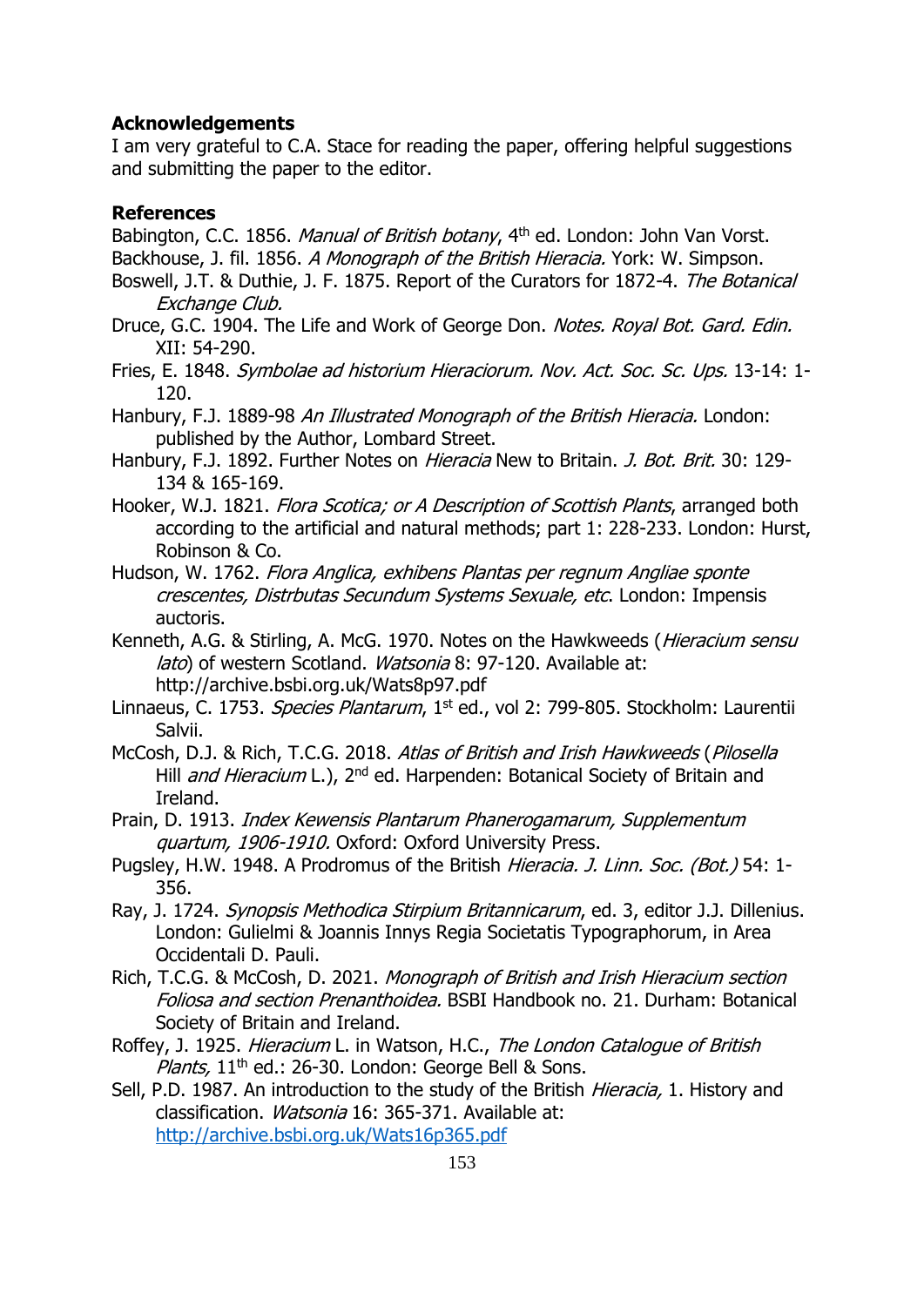## Acknowledgements

I am very grateful to C.A. Stace for reading the paper, offering helpful suggestions and submitting the paper to the editor.

## References

Babington, C.C. 1856. *Manual of British botany*, 4th ed. London: John Van Vorst.

Backhouse, J. fil. 1856. *A Monograph of the British Hieracia.* York: W. Simpson.

Boswell, J.T. & Duthie, J. F. 1875. Report of the Curators for 1872-4. *The Botanical Exchange Club.*

Druce, G.C. 1904. The Life and Work of George Don. *Notes. Royal Bot. Gard. Edin.* XII: 54-290.

Fries, E. 1848. *Symbolae ad historium Hieraciorum. Nov. Act. Soc. Sc. Ups.* 13-14: 1-120.

Hanbury, F.J. 1889-98 *An Illustrated Monograph of the British Hieracia.* London: published by the Author, Lombard Street.

Hanbury, F.J. 1892. Further Notes on *Hieracia* New to Britain. *J. Bot. Brit.* 30: 129-134 & 165-169.

Hooker, W.J. 1821. *Flora Scotica; or A Description of Scottish Plants*, arranged both according to the artificial and natural methods; part 1: 228-233. London: Hurst, Robinson & Co.

Hudson, W. 1762. *Flora Anglica, exhibens Plantas per regnum Angliae sponte crescentes, Distrbutas Secundum Systems Sexuale, etc*. London: Impensis auctoris.

Kenneth, A.G. & Stirling, A. McG. 1970. Notes on the Hawkweeds (*Hieracium sensu lato*) of western Scotland. *Watsonia* 8: 97-120. Available at: http://archive.bsbi.org.uk/Wats8p97.pdf

Linnaeus, C. 1753. *Species Plantarum*, 1st ed., vol 2: 799-805. Stockholm: Laurentii Salvii.

McCosh, D.J. & Rich, T.C.G. 2018. *Atlas of British and Irish Hawkweeds* (*Pilosella* Hill *and Hieracium* L.), 2nd ed. Harpenden: Botanical Society of Britain and Ireland.

Prain, D. 1913. *Index Kewensis Plantarum Phanerogamarum, Supplementum quartum, 1906-1910.* Oxford: Oxford University Press.

Pugsley, H.W. 1948. A Prodromus of the British *Hieracia. J. Linn. Soc. (Bot.)* 54: 1-356.

Ray, J. 1724. *Synopsis Methodica Stirpium Britannicarum*, ed. 3, editor J.J. Dillenius. London: Gulielmi & Joannis Innys Regia Societatis Typographorum, in Area Occidentali D. Pauli.

Rich, T.C.G. & McCosh, D. 2021. *Monograph of British and Irish Hieracium section Foliosa and section Prenanthoidea.* BSBI Handbook no. 21. Durham: Botanical Society of Britain and Ireland.

Roffey, J. 1925. *Hieracium* L. in Watson, H.C., *The London Catalogue of British Plants,* 11th ed.: 26-30. London: George Bell & Sons.

Sell, P.D. 1987. An introduction to the study of the British *Hieracia,* 1. History and classification. *Watsonia* 16: 365-371. Available at: http://archive.bsbi.org.uk/Wats16p365.pdf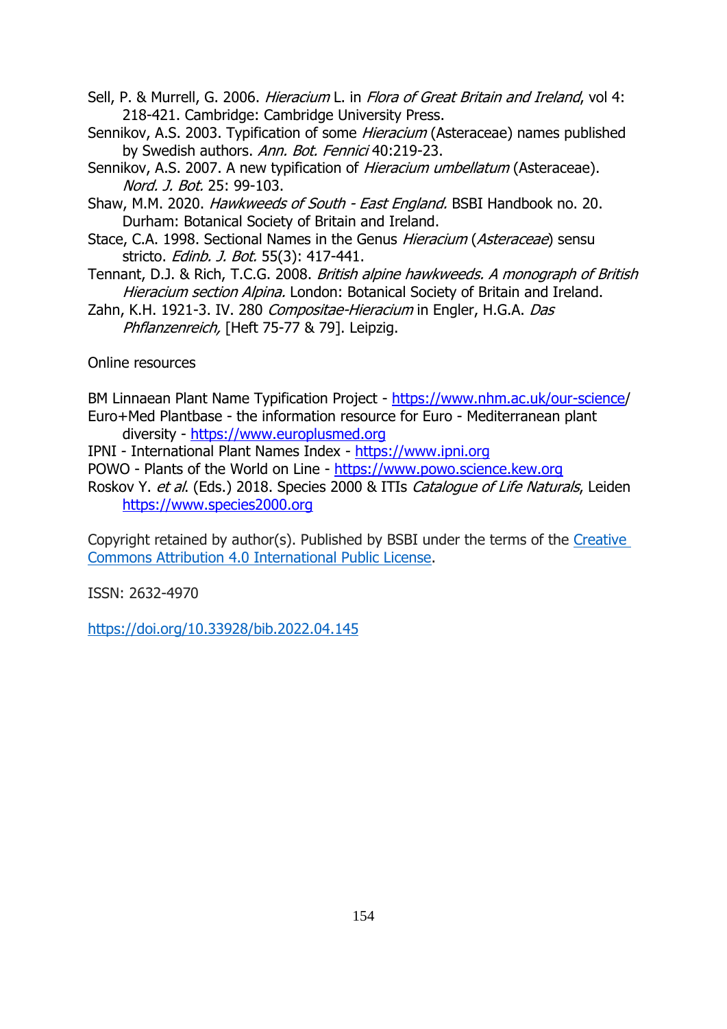Sell, P. & Murrell, G. 2006. *Hieracium* L. in *Flora of Great Britain and Ireland*, vol 4: 218-421. Cambridge: Cambridge University Press.

Sennikov, A.S. 2003. Typification of some *Hieracium* (Asteraceae) names published by Swedish authors. *Ann. Bot. Fennici* 40:219-23.

Sennikov, A.S. 2007. A new typification of *Hieracium umbellatum* (Asteraceae). *Nord. J. Bot.* 25: 99-103.

Shaw, M.M. 2020. *Hawkweeds of South - East England.* BSBI Handbook no. 20. Durham: Botanical Society of Britain and Ireland.

Stace, C.A. 1998. Sectional Names in the Genus *Hieracium* (*Asteraceae*) sensu stricto. *Edinb. J. Bot.* 55(3): 417-441.

Tennant, D.J. & Rich, T.C.G. 2008. *British alpine hawkweeds. A monograph of British Hieracium section Alpina.* London: Botanical Society of Britain and Ireland.

Zahn, K.H. 1921-3. IV. 280 *Compositae-Hieracium* in Engler, H.G.A. *Das Phflanzenreich,* [Heft 75-77 & 79]. Leipzig.

Online resources

BM Linnaean Plant Name Typification Project - https://www.nhm.ac.uk/our-science/

Euro+Med Plantbase - the information resource for Euro - Mediterranean plant diversity - https://www.europlusmed.org

IPNI - International Plant Names Index - https://www.ipni.org

POWO - Plants of the World on Line - https://www.powo.science.kew.org

Roskov Y. *et al*. (Eds.) 2018. Species 2000 & ITIs *Catalogue of Life Naturals*, Leiden https://www.species2000.org

Copyright retained by author(s). Published by BSBI under the terms of the Creative Commons Attribution 4.0 International Public License.

ISSN: 2632-4970

https://doi.org/10.33928/bib.2022.04.145